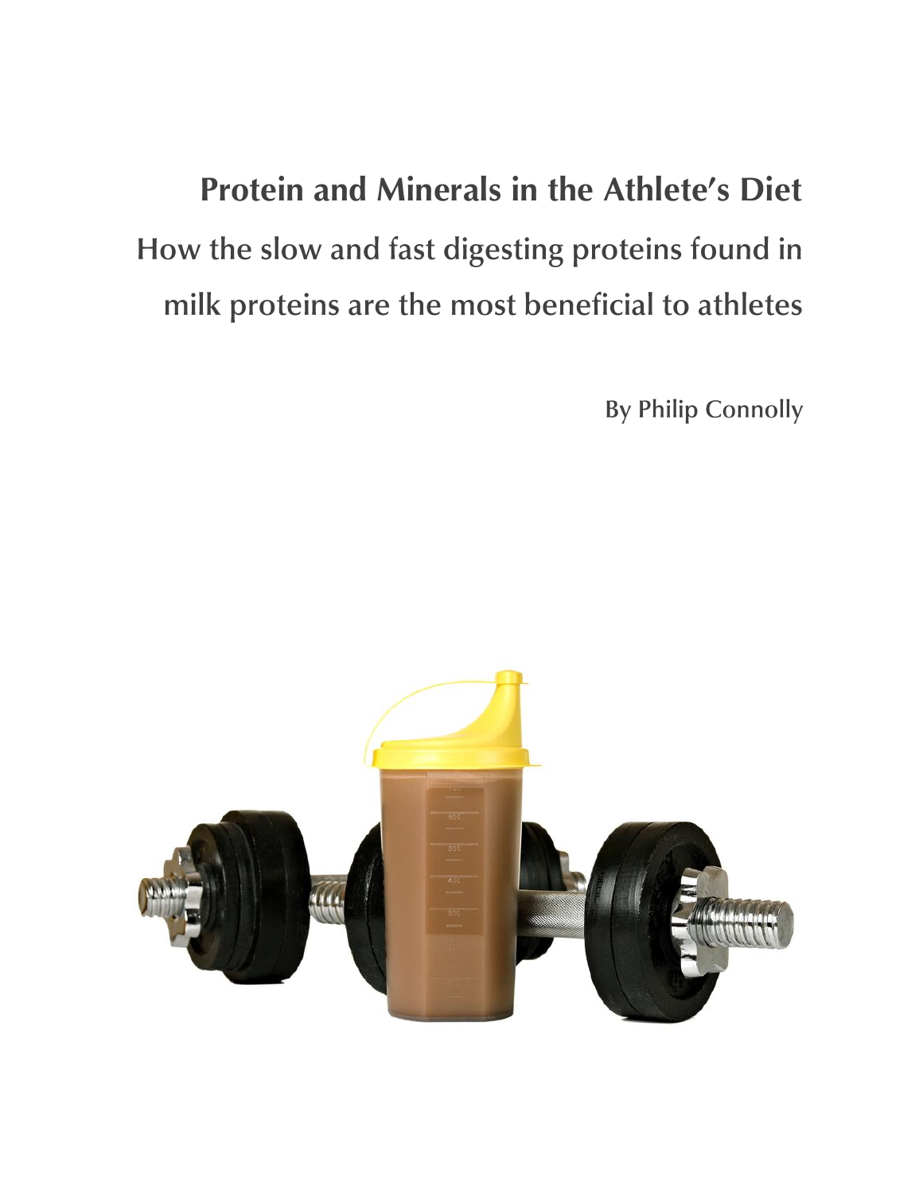# Protein and Minerals in the Athlete's Diet

## How the slow and fast digesting proteins found in milk proteins are the most beneficial to athletes

By Philip Connolly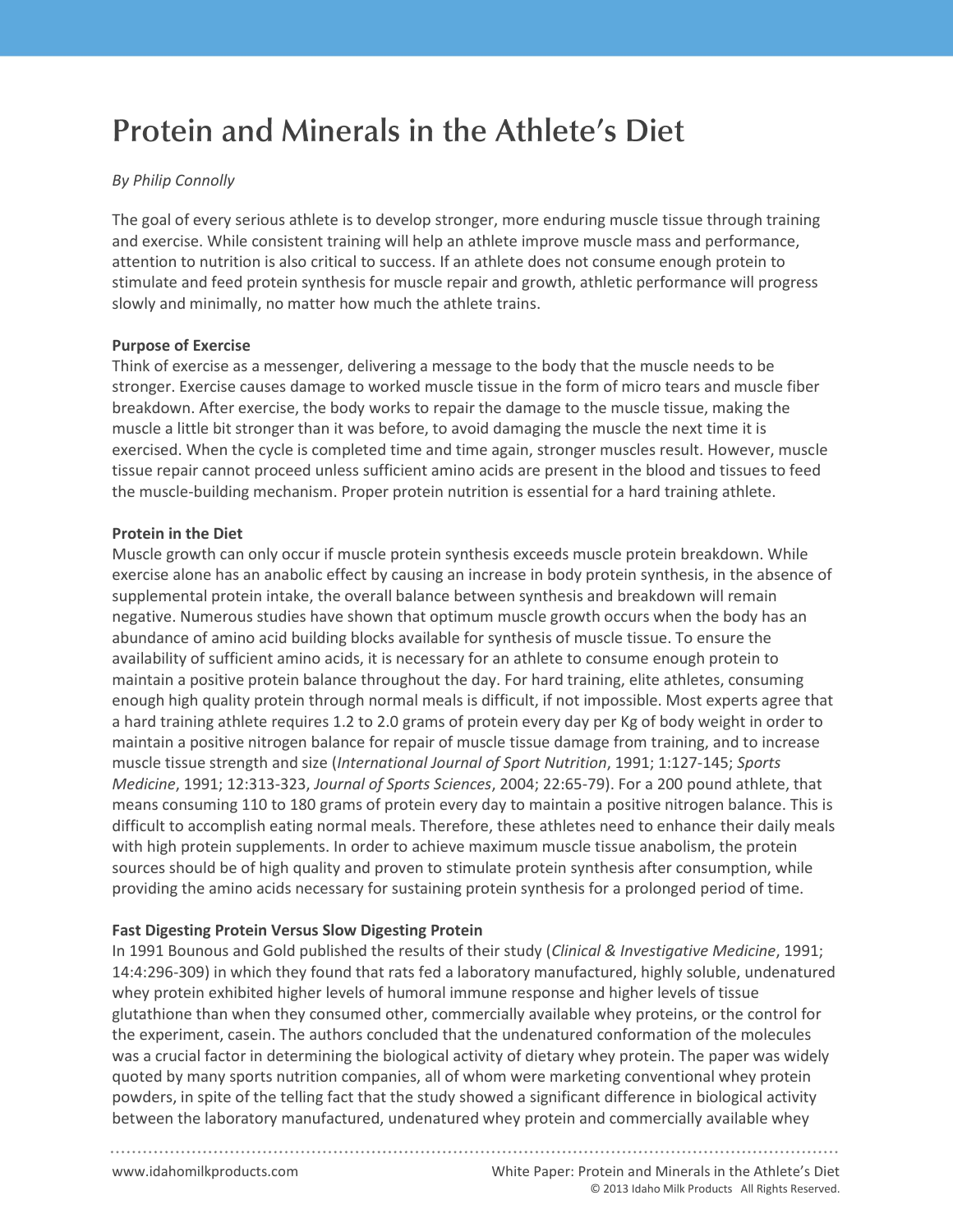# Protein and Minerals in the Athlete's Diet

*By Philip Connolly*

The goal of every serious athlete is to develop stronger, more enduring muscle tissue through training and exercise. While consistent training will help an athlete improve muscle mass and performance, attention to nutrition is also critical to success. If an athlete does not consume enough protein to stimulate and feed protein synthesis for muscle repair and growth, athletic performance will progress slowly and minimally, no matter how much the athlete trains.

**Purpose of Exercise**

Think of exercise as a messenger, delivering a message to the body that the muscle needs to be stronger. Exercise causes damage to worked muscle tissue in the form of micro tears and muscle fiber breakdown. After exercise, the body works to repair the damage to the muscle tissue, making the muscle a little bit stronger than it was before, to avoid damaging the muscle the next time it is exercised. When the cycle is completed time and time again, stronger muscles result. However, muscle tissue repair cannot proceed unless sufficient amino acids are present in the blood and tissues to feed the muscle-building mechanism. Proper protein nutrition is essential for a hard training athlete.

**Protein in the Diet**

Muscle growth can only occur if muscle protein synthesis exceeds muscle protein breakdown. While exercise alone has an anabolic effect by causing an increase in body protein synthesis, in the absence of supplemental protein intake, the overall balance between synthesis and breakdown will remain negative. Numerous studies have shown that optimum muscle growth occurs when the body has an abundance of amino acid building blocks available for synthesis of muscle tissue. To ensure the availability of sufficient amino acids, it is necessary for an athlete to consume enough protein to maintain a positive protein balance throughout the day. For hard training, elite athletes, consuming enough high quality protein through normal meals is difficult, if not impossible. Most experts agree that a hard training athlete requires 1.2 to 2.0 grams of protein every day per Kg of body weight in order to maintain a positive nitrogen balance for repair of muscle tissue damage from training, and to increase muscle tissue strength and size (*International Journal of Sport Nutrition*, 1991; 1:127-145; *Sports Medicine*, 1991; 12:313-323, *Journal of Sports Sciences*, 2004; 22:65-79). For a 200 pound athlete, that means consuming 110 to 180 grams of protein every day to maintain a positive nitrogen balance. This is difficult to accomplish eating normal meals. Therefore, these athletes need to enhance their daily meals with high protein supplements. In order to achieve maximum muscle tissue anabolism, the protein sources should be of high quality and proven to stimulate protein synthesis after consumption, while providing the amino acids necessary for sustaining protein synthesis for a prolonged period of time.

**Fast Digesting Protein Versus Slow Digesting Protein**

In 1991 Bounous and Gold published the results of their study (*Clinical & Investigative Medicine*, 1991; 14:4:296-309) in which they found that rats fed a laboratory manufactured, highly soluble, undenatured whey protein exhibited higher levels of humoral immune response and higher levels of tissue glutathione than when they consumed other, commercially available whey proteins, or the control for the experiment, casein. The authors concluded that the undenatured conformation of the molecules was a crucial factor in determining the biological activity of dietary whey protein. The paper was widely quoted by many sports nutrition companies, all of whom were marketing conventional whey protein powders, in spite of the telling fact that the study showed a significant difference in biological activity between the laboratory manufactured, undenatured whey protein and commercially available whey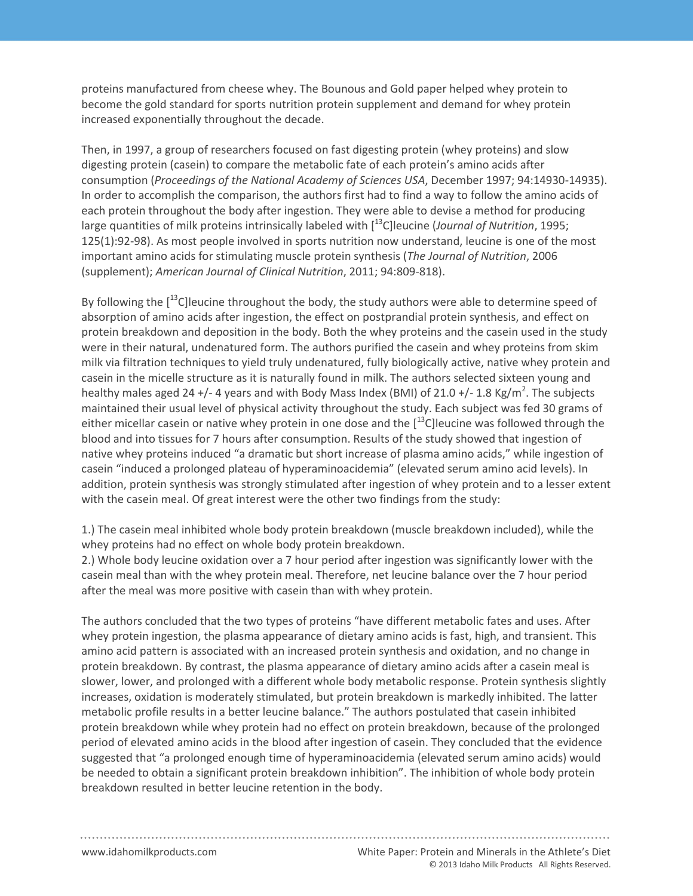proteins manufactured from cheese whey. The Bounous and Gold paper helped whey protein to become the gold standard for sports nutrition protein supplement and demand for whey protein increased exponentially throughout the decade.

Then, in 1997, a group of researchers focused on fast digesting protein (whey proteins) and slow digesting protein (casein) to compare the metabolic fate of each protein's amino acids after consumption (*Proceedings of the National Academy of Sciences USA*, December 1997; 94:14930-14935). In order to accomplish the comparison, the authors first had to find a way to follow the amino acids of each protein throughout the body after ingestion. They were able to devise a method for producing large quantities of milk proteins intrinsically labeled with [$^{13}$C]leucine (*Journal of Nutrition*, 1995; 125(1):92-98). As most people involved in sports nutrition now understand, leucine is one of the most important amino acids for stimulating muscle protein synthesis (*The Journal of Nutrition*, 2006 (supplement); *American Journal of Clinical Nutrition*, 2011; 94:809-818).

By following the [$^{13}$C]leucine throughout the body, the study authors were able to determine speed of absorption of amino acids after ingestion, the effect on postprandial protein synthesis, and effect on protein breakdown and deposition in the body. Both the whey proteins and the casein used in the study were in their natural, undenatured form. The authors purified the casein and whey proteins from skim milk via filtration techniques to yield truly undenatured, fully biologically active, native whey protein and casein in the micelle structure as it is naturally found in milk. The authors selected sixteen young and healthy males aged 24 +/- 4 years and with Body Mass Index (BMI) of 21.0 +/- 1.8 Kg/m$^2$. The subjects maintained their usual level of physical activity throughout the study. Each subject was fed 30 grams of either micellar casein or native whey protein in one dose and the [$^{13}$C]leucine was followed through the blood and into tissues for 7 hours after consumption. Results of the study showed that ingestion of native whey proteins induced "a dramatic but short increase of plasma amino acids," while ingestion of casein "induced a prolonged plateau of hyperaminoacidemia" (elevated serum amino acid levels). In addition, protein synthesis was strongly stimulated after ingestion of whey protein and to a lesser extent with the casein meal. Of great interest were the other two findings from the study:

1.) The casein meal inhibited whole body protein breakdown (muscle breakdown included), while the whey proteins had no effect on whole body protein breakdown.
2.) Whole body leucine oxidation over a 7 hour period after ingestion was significantly lower with the casein meal than with the whey protein meal. Therefore, net leucine balance over the 7 hour period after the meal was more positive with casein than with whey protein.

The authors concluded that the two types of proteins "have different metabolic fates and uses. After whey protein ingestion, the plasma appearance of dietary amino acids is fast, high, and transient. This amino acid pattern is associated with an increased protein synthesis and oxidation, and no change in protein breakdown. By contrast, the plasma appearance of dietary amino acids after a casein meal is slower, lower, and prolonged with a different whole body metabolic response. Protein synthesis slightly increases, oxidation is moderately stimulated, but protein breakdown is markedly inhibited. The latter metabolic profile results in a better leucine balance." The authors postulated that casein inhibited protein breakdown while whey protein had no effect on protein breakdown, because of the prolonged period of elevated amino acids in the blood after ingestion of casein. They concluded that the evidence suggested that "a prolonged enough time of hyperaminoacidemia (elevated serum amino acids) would be needed to obtain a significant protein breakdown inhibition". The inhibition of whole body protein breakdown resulted in better leucine retention in the body.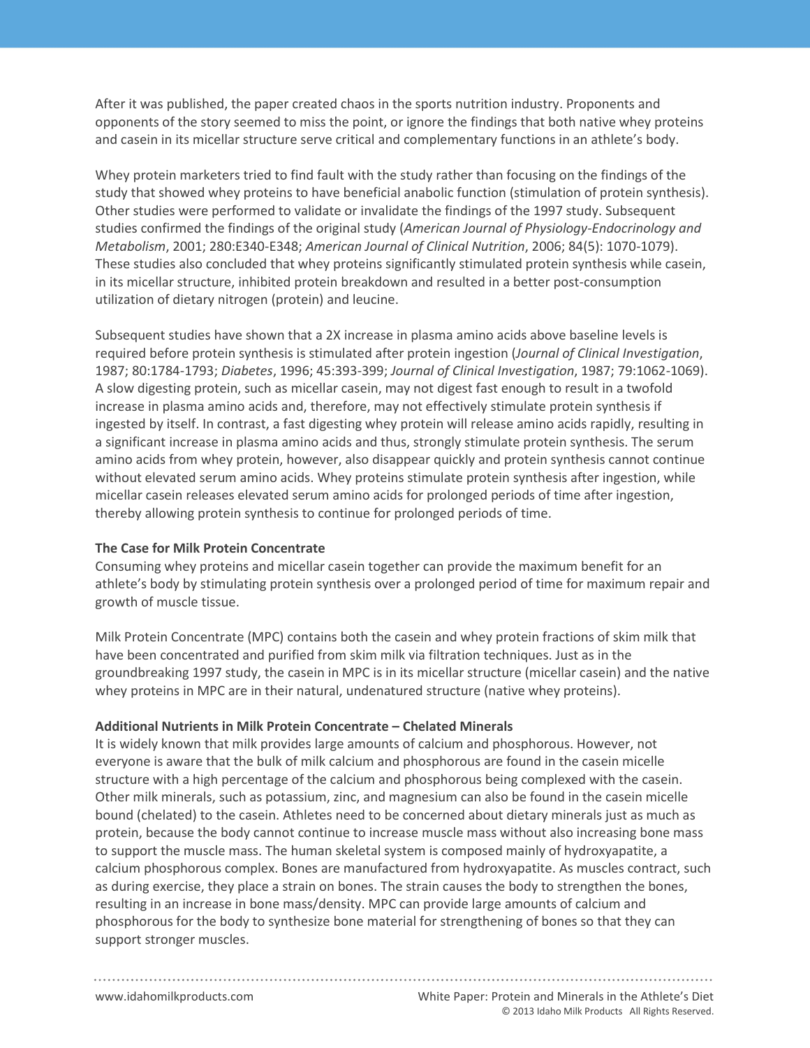After it was published, the paper created chaos in the sports nutrition industry. Proponents and opponents of the story seemed to miss the point, or ignore the findings that both native whey proteins and casein in its micellar structure serve critical and complementary functions in an athlete's body.

Whey protein marketers tried to find fault with the study rather than focusing on the findings of the study that showed whey proteins to have beneficial anabolic function (stimulation of protein synthesis). Other studies were performed to validate or invalidate the findings of the 1997 study. Subsequent studies confirmed the findings of the original study (*American Journal of Physiology-Endocrinology and Metabolism*, 2001; 280:E340-E348; *American Journal of Clinical Nutrition*, 2006; 84(5): 1070-1079). These studies also concluded that whey proteins significantly stimulated protein synthesis while casein, in its micellar structure, inhibited protein breakdown and resulted in a better post-consumption utilization of dietary nitrogen (protein) and leucine.

Subsequent studies have shown that a 2X increase in plasma amino acids above baseline levels is required before protein synthesis is stimulated after protein ingestion (*Journal of Clinical Investigation*, 1987; 80:1784-1793; *Diabetes*, 1996; 45:393-399; *Journal of Clinical Investigation*, 1987; 79:1062-1069). A slow digesting protein, such as micellar casein, may not digest fast enough to result in a twofold increase in plasma amino acids and, therefore, may not effectively stimulate protein synthesis if ingested by itself. In contrast, a fast digesting whey protein will release amino acids rapidly, resulting in a significant increase in plasma amino acids and thus, strongly stimulate protein synthesis. The serum amino acids from whey protein, however, also disappear quickly and protein synthesis cannot continue without elevated serum amino acids. Whey proteins stimulate protein synthesis after ingestion, while micellar casein releases elevated serum amino acids for prolonged periods of time after ingestion, thereby allowing protein synthesis to continue for prolonged periods of time.

**The Case for Milk Protein Concentrate**

Consuming whey proteins and micellar casein together can provide the maximum benefit for an athlete's body by stimulating protein synthesis over a prolonged period of time for maximum repair and growth of muscle tissue.

Milk Protein Concentrate (MPC) contains both the casein and whey protein fractions of skim milk that have been concentrated and purified from skim milk via filtration techniques. Just as in the groundbreaking 1997 study, the casein in MPC is in its micellar structure (micellar casein) and the native whey proteins in MPC are in their natural, undenatured structure (native whey proteins).

**Additional Nutrients in Milk Protein Concentrate – Chelated Minerals**

It is widely known that milk provides large amounts of calcium and phosphorous. However, not everyone is aware that the bulk of milk calcium and phosphorous are found in the casein micelle structure with a high percentage of the calcium and phosphorous being complexed with the casein. Other milk minerals, such as potassium, zinc, and magnesium can also be found in the casein micelle bound (chelated) to the casein. Athletes need to be concerned about dietary minerals just as much as protein, because the body cannot continue to increase muscle mass without also increasing bone mass to support the muscle mass. The human skeletal system is composed mainly of hydroxyapatite, a calcium phosphorous complex. Bones are manufactured from hydroxyapatite. As muscles contract, such as during exercise, they place a strain on bones. The strain causes the body to strengthen the bones, resulting in an increase in bone mass/density. MPC can provide large amounts of calcium and phosphorous for the body to synthesize bone material for strengthening of bones so that they can support stronger muscles.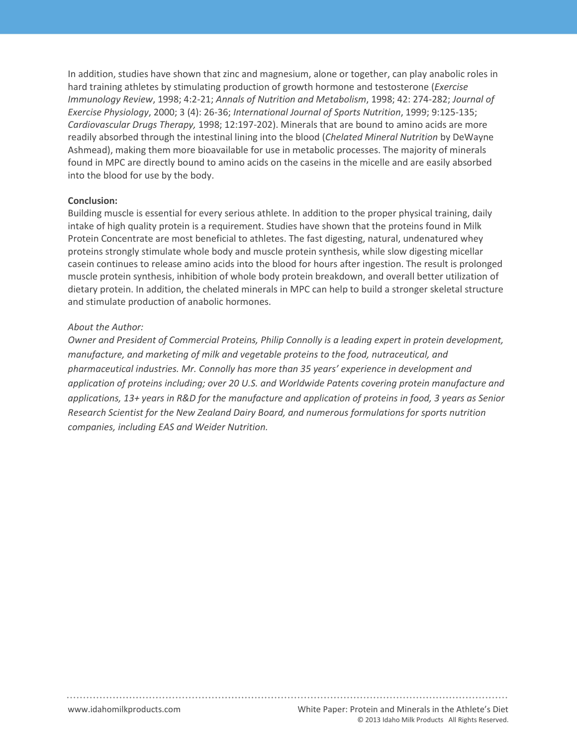In addition, studies have shown that zinc and magnesium, alone or together, can play anabolic roles in hard training athletes by stimulating production of growth hormone and testosterone (*Exercise Immunology Review*, 1998; 4:2-21; *Annals of Nutrition and Metabolism*, 1998; 42: 274-282; *Journal of Exercise Physiology*, 2000; 3 (4): 26-36; *International Journal of Sports Nutrition*, 1999; 9:125-135; *Cardiovascular Drugs Therapy,* 1998; 12:197-202). Minerals that are bound to amino acids are more readily absorbed through the intestinal lining into the blood (*Chelated Mineral Nutrition* by DeWayne Ashmead), making them more bioavailable for use in metabolic processes. The majority of minerals found in MPC are directly bound to amino acids on the caseins in the micelle and are easily absorbed into the blood for use by the body.

**Conclusion:**

Building muscle is essential for every serious athlete. In addition to the proper physical training, daily intake of high quality protein is a requirement. Studies have shown that the proteins found in Milk Protein Concentrate are most beneficial to athletes. The fast digesting, natural, undenatured whey proteins strongly stimulate whole body and muscle protein synthesis, while slow digesting micellar casein continues to release amino acids into the blood for hours after ingestion. The result is prolonged muscle protein synthesis, inhibition of whole body protein breakdown, and overall better utilization of dietary protein. In addition, the chelated minerals in MPC can help to build a stronger skeletal structure and stimulate production of anabolic hormones.

*About the Author:*

*Owner and President of Commercial Proteins, Philip Connolly is a leading expert in protein development, manufacture, and marketing of milk and vegetable proteins to the food, nutraceutical, and pharmaceutical industries. Mr. Connolly has more than 35 years' experience in development and application of proteins including; over 20 U.S. and Worldwide Patents covering protein manufacture and applications, 13+ years in R&D for the manufacture and application of proteins in food, 3 years as Senior Research Scientist for the New Zealand Dairy Board, and numerous formulations for sports nutrition companies, including EAS and Weider Nutrition.*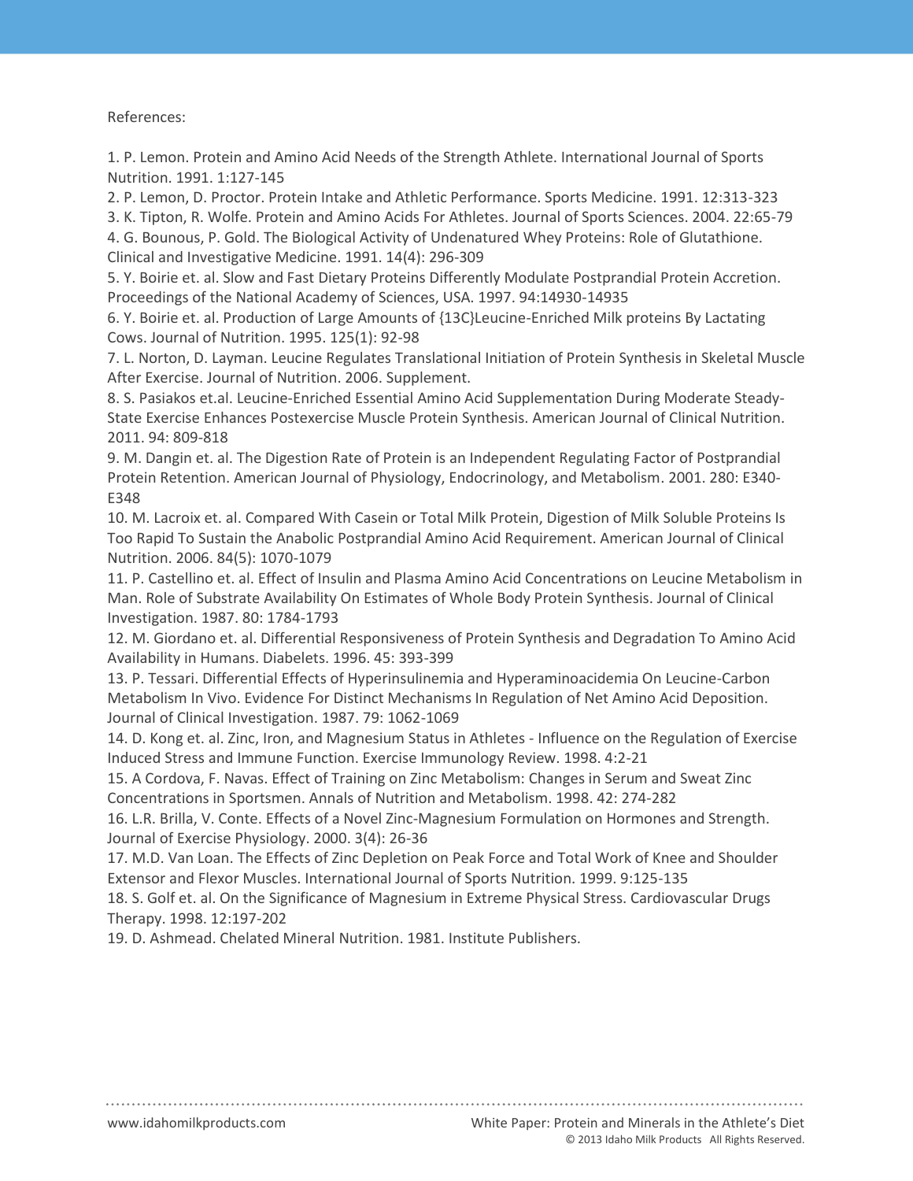References:

1. P. Lemon. Protein and Amino Acid Needs of the Strength Athlete. International Journal of Sports Nutrition. 1991. 1:127-145
2. P. Lemon, D. Proctor. Protein Intake and Athletic Performance. Sports Medicine. 1991. 12:313-323
3. K. Tipton, R. Wolfe. Protein and Amino Acids For Athletes. Journal of Sports Sciences. 2004. 22:65-79
4. G. Bounous, P. Gold. The Biological Activity of Undenatured Whey Proteins: Role of Glutathione. Clinical and Investigative Medicine. 1991. 14(4): 296-309
5. Y. Boirie et. al. Slow and Fast Dietary Proteins Differently Modulate Postprandial Protein Accretion. Proceedings of the National Academy of Sciences, USA. 1997. 94:14930-14935
6. Y. Boirie et. al. Production of Large Amounts of {13C}Leucine-Enriched Milk proteins By Lactating Cows. Journal of Nutrition. 1995. 125(1): 92-98
7. L. Norton, D. Layman. Leucine Regulates Translational Initiation of Protein Synthesis in Skeletal Muscle After Exercise. Journal of Nutrition. 2006. Supplement.
8. S. Pasiakos et.al. Leucine-Enriched Essential Amino Acid Supplementation During Moderate Steady-State Exercise Enhances Postexercise Muscle Protein Synthesis. American Journal of Clinical Nutrition. 2011. 94: 809-818
9. M. Dangin et. al. The Digestion Rate of Protein is an Independent Regulating Factor of Postprandial Protein Retention. American Journal of Physiology, Endocrinology, and Metabolism. 2001. 280: E340-E348
10. M. Lacroix et. al. Compared With Casein or Total Milk Protein, Digestion of Milk Soluble Proteins Is Too Rapid To Sustain the Anabolic Postprandial Amino Acid Requirement. American Journal of Clinical Nutrition. 2006. 84(5): 1070-1079
11. P. Castellino et. al. Effect of Insulin and Plasma Amino Acid Concentrations on Leucine Metabolism in Man. Role of Substrate Availability On Estimates of Whole Body Protein Synthesis. Journal of Clinical Investigation. 1987. 80: 1784-1793
12. M. Giordano et. al. Differential Responsiveness of Protein Synthesis and Degradation To Amino Acid Availability in Humans. Diabelets. 1996. 45: 393-399
13. P. Tessari. Differential Effects of Hyperinsulinemia and Hyperaminoacidemia On Leucine-Carbon Metabolism In Vivo. Evidence For Distinct Mechanisms In Regulation of Net Amino Acid Deposition. Journal of Clinical Investigation. 1987. 79: 1062-1069
14. D. Kong et. al. Zinc, Iron, and Magnesium Status in Athletes - Influence on the Regulation of Exercise Induced Stress and Immune Function. Exercise Immunology Review. 1998. 4:2-21
15. A Cordova, F. Navas. Effect of Training on Zinc Metabolism: Changes in Serum and Sweat Zinc Concentrations in Sportsmen. Annals of Nutrition and Metabolism. 1998. 42: 274-282
16. L.R. Brilla, V. Conte. Effects of a Novel Zinc-Magnesium Formulation on Hormones and Strength. Journal of Exercise Physiology. 2000. 3(4): 26-36
17. M.D. Van Loan. The Effects of Zinc Depletion on Peak Force and Total Work of Knee and Shoulder Extensor and Flexor Muscles. International Journal of Sports Nutrition. 1999. 9:125-135
18. S. Golf et. al. On the Significance of Magnesium in Extreme Physical Stress. Cardiovascular Drugs Therapy. 1998. 12:197-202
19. D. Ashmead. Chelated Mineral Nutrition. 1981. Institute Publishers.